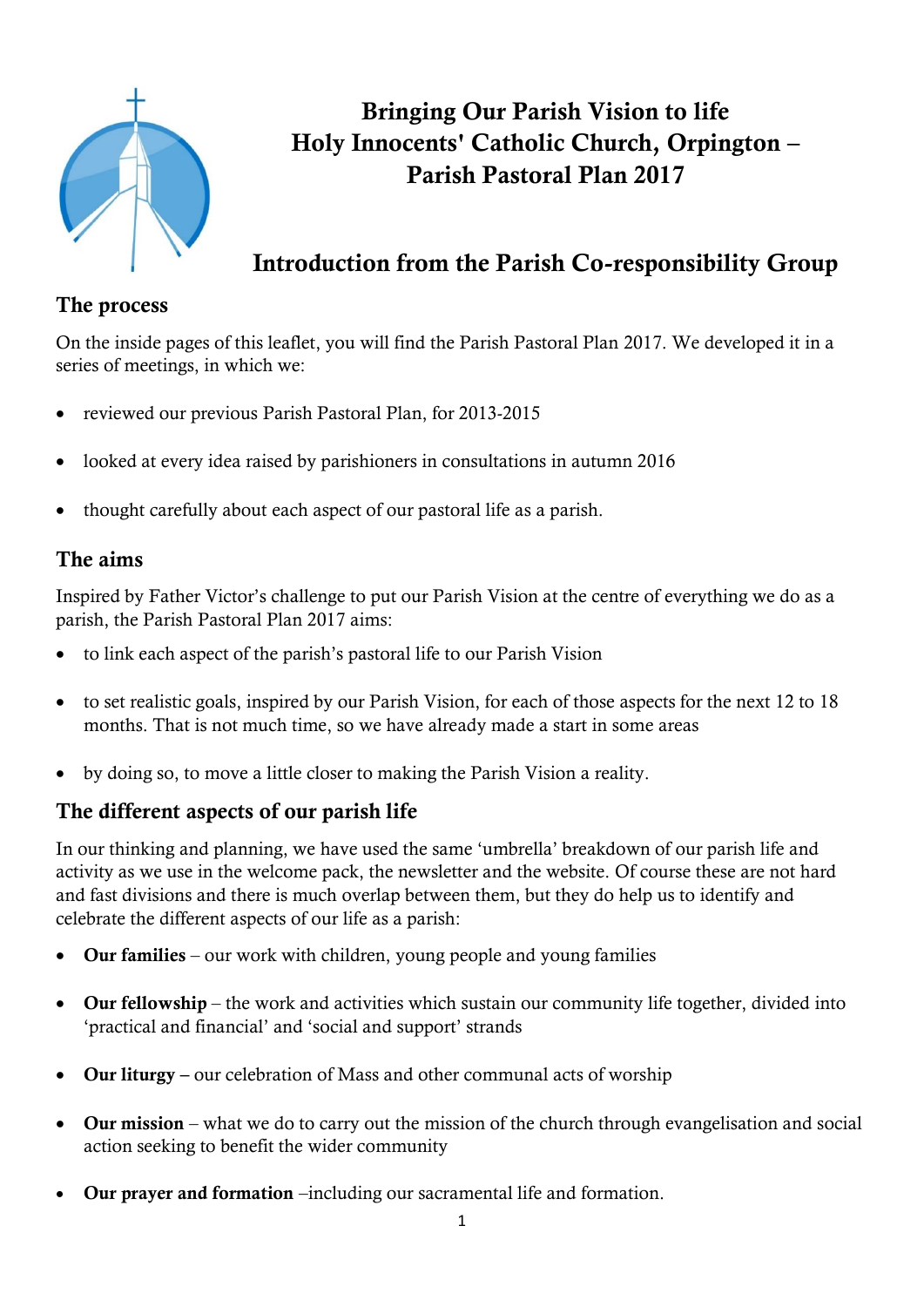# Bringing Our Parish Vision to life
# Holy Innocents' Catholic Church, Orpington – Parish Pastoral Plan 2017

## Introduction from the Parish Co-responsibility Group

### The process

On the inside pages of this leaflet, you will find the Parish Pastoral Plan 2017. We developed it in a series of meetings, in which we:

- reviewed our previous Parish Pastoral Plan, for 2013-2015
- looked at every idea raised by parishioners in consultations in autumn 2016
- thought carefully about each aspect of our pastoral life as a parish.

### The aims

Inspired by Father Victor's challenge to put our Parish Vision at the centre of everything we do as a parish, the Parish Pastoral Plan 2017 aims:

- to link each aspect of the parish's pastoral life to our Parish Vision
- to set realistic goals, inspired by our Parish Vision, for each of those aspects for the next 12 to 18 months. That is not much time, so we have already made a start in some areas
- by doing so, to move a little closer to making the Parish Vision a reality.

### The different aspects of our parish life

In our thinking and planning, we have used the same 'umbrella' breakdown of our parish life and activity as we use in the welcome pack, the newsletter and the website. Of course these are not hard and fast divisions and there is much overlap between them, but they do help us to identify and celebrate the different aspects of our life as a parish:

- **Our families** – our work with children, young people and young families
- **Our fellowship** – the work and activities which sustain our community life together, divided into 'practical and financial' and 'social and support' strands
- **Our liturgy** – our celebration of Mass and other communal acts of worship
- **Our mission** – what we do to carry out the mission of the church through evangelisation and social action seeking to benefit the wider community
- **Our prayer and formation** –including our sacramental life and formation.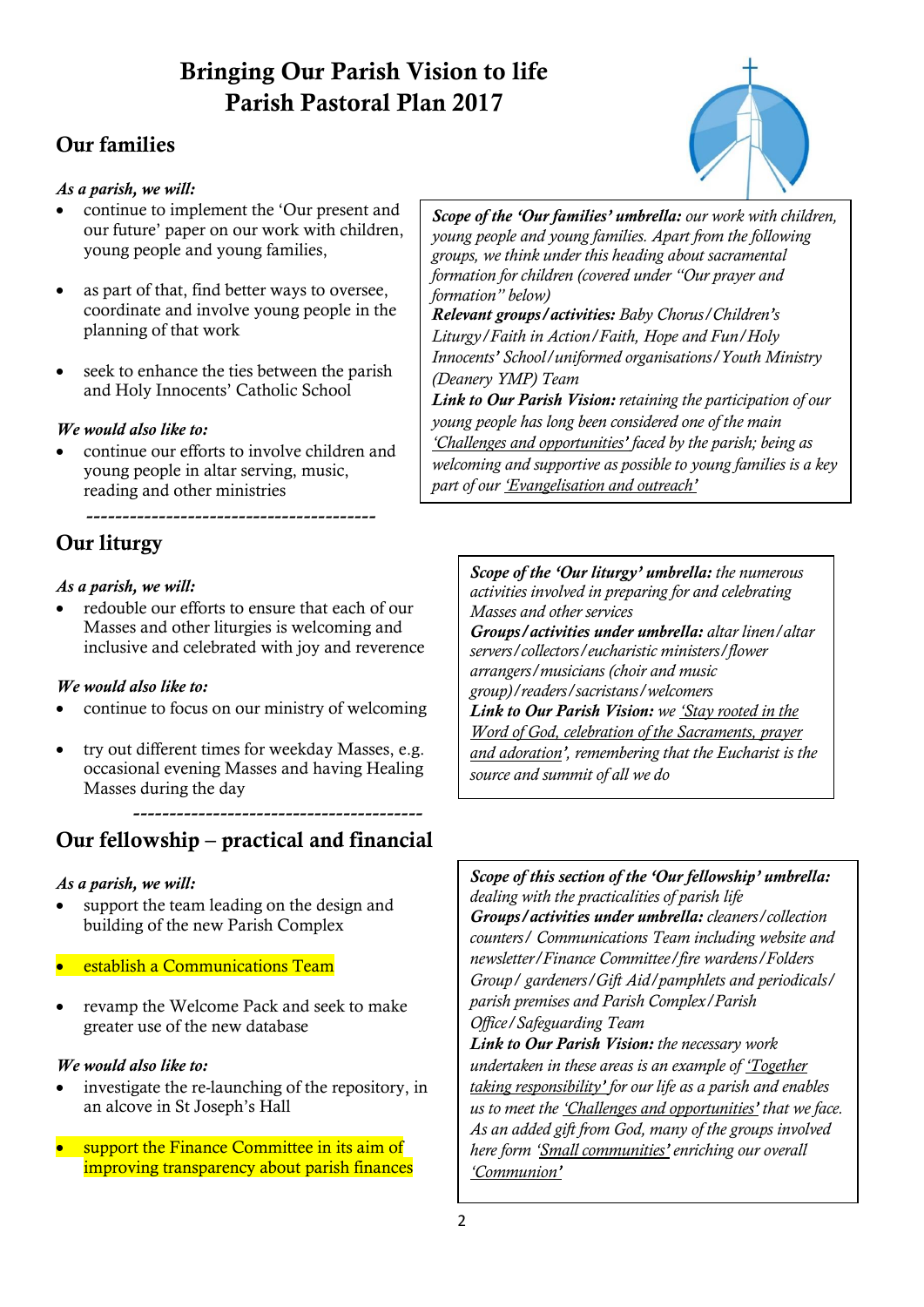# Bringing Our Parish Vision to life
# Parish Pastoral Plan 2017

## Our families

***As a parish, we will:***

- continue to implement the 'Our present and our future' paper on our work with children, young people and young families,
- as part of that, find better ways to oversee, coordinate and involve young people in the planning of that work
- seek to enhance the ties between the parish and Holy Innocents' Catholic School

***We would also like to:***

- continue our efforts to involve children and young people in altar serving, music, reading and other ministries

***Scope of the 'Our families' umbrella:*** *our work with children, young people and young families. Apart from the following groups, we think under this heading about sacramental formation for children (covered under "Our prayer and formation" below)*
***Relevant groups/activities:*** *Baby Chorus/Children's Liturgy/Faith in Action/Faith, Hope and Fun/Holy Innocents' School/uniformed organisations/Youth Ministry (Deanery YMP) Team*
***Link to Our Parish Vision:*** *retaining the participation of our young people has long been considered one of the main 'Challenges and opportunities' faced by the parish; being as welcoming and supportive as possible to young families is a key part of our 'Evangelisation and outreach'*

----------------------------------------

## Our liturgy

***As a parish, we will:***

- redouble our efforts to ensure that each of our Masses and other liturgies is welcoming and inclusive and celebrated with joy and reverence

***We would also like to:***

- continue to focus on our ministry of welcoming
- try out different times for weekday Masses, e.g. occasional evening Masses and having Healing Masses during the day

***Scope of the 'Our liturgy' umbrella:*** *the numerous activities involved in preparing for and celebrating Masses and other services*
***Groups/activities under umbrella:*** *altar linen/altar servers/collectors/eucharistic ministers/flower arrangers/musicians (choir and music group)/readers/sacristans/welcomers*
***Link to Our Parish Vision:*** *we 'Stay rooted in the Word of God, celebration of the Sacraments, prayer and adoration', remembering that the Eucharist is the source and summit of all we do*

----------------------------------------

## Our fellowship – practical and financial

***As a parish, we will:***

- support the team leading on the design and building of the new Parish Complex
- establish a Communications Team
- revamp the Welcome Pack and seek to make greater use of the new database

***We would also like to:***

- investigate the re-launching of the repository, in an alcove in St Joseph's Hall
- support the Finance Committee in its aim of improving transparency about parish finances

***Scope of this section of the 'Our fellowship' umbrella:*** *dealing with the practicalities of parish life*
***Groups/activities under umbrella:*** *cleaners/collection counters/ Communications Team including website and newsletter/Finance Committee/fire wardens/Folders Group/ gardeners/Gift Aid/pamphlets and periodicals/ parish premises and Parish Complex/Parish Office/Safeguarding Team*
***Link to Our Parish Vision:*** *the necessary work undertaken in these areas is an example of 'Together taking responsibility' for our life as a parish and enables us to meet the 'Challenges and opportunities' that we face. As an added gift from God, many of the groups involved here form 'Small communities' enriching our overall 'Communion'*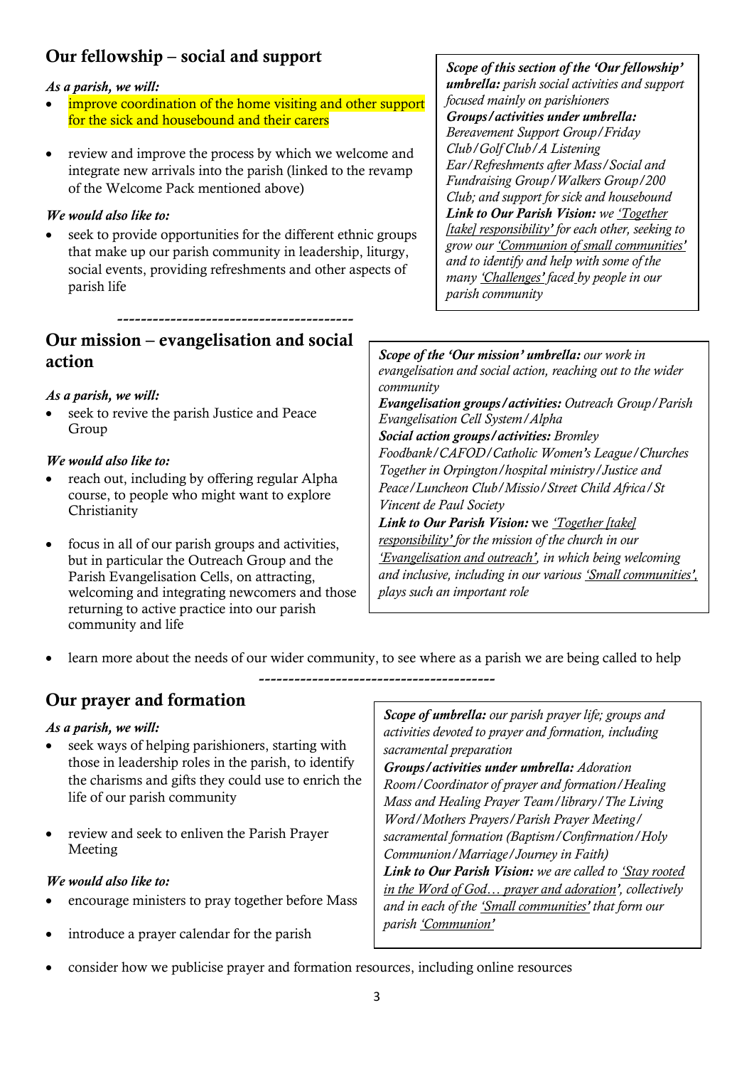## Our fellowship – social and support

***As a parish, we will:***

- improve coordination of the home visiting and other support for the sick and housebound and their carers
- review and improve the process by which we welcome and integrate new arrivals into the parish (linked to the revamp of the Welcome Pack mentioned above)

***We would also like to:***

- seek to provide opportunities for the different ethnic groups that make up our parish community in leadership, liturgy, social events, providing refreshments and other aspects of parish life

> ***Scope of this section of the 'Our fellowship' umbrella:*** *parish social activities and support focused mainly on parishioners*
> ***Groups/activities under umbrella:*** *Bereavement Support Group/Friday Club/Golf Club/A Listening Ear/Refreshments after Mass/Social and Fundraising Group/Walkers Group/200 Club; and support for sick and housebound*
> ***Link to Our Parish Vision:*** *we 'Together [take] responsibility' for each other, seeking to grow our 'Communion of small communities' and to identify and help with some of the many 'Challenges' faced by people in our parish community*

----------------------------------------

## Our mission – evangelisation and social action

***As a parish, we will:***

- seek to revive the parish Justice and Peace Group

***We would also like to:***

- reach out, including by offering regular Alpha course, to people who might want to explore Christianity
- focus in all of our parish groups and activities, but in particular the Outreach Group and the Parish Evangelisation Cells, on attracting, welcoming and integrating newcomers and those returning to active practice into our parish community and life
- learn more about the needs of our wider community, to see where as a parish we are being called to help

> ***Scope of the 'Our mission' umbrella:*** *our work in evangelisation and social action, reaching out to the wider community*
> ***Evangelisation groups/activities:*** *Outreach Group/Parish Evangelisation Cell System/Alpha*
> ***Social action groups/activities:*** *Bromley Foodbank/CAFOD/Catholic Women's League/Churches Together in Orpington/hospital ministry/Justice and Peace/Luncheon Club/Missio/Street Child Africa/St Vincent de Paul Society*
> ***Link to Our Parish Vision:*** we *'Together [take] responsibility' for the mission of the church in our 'Evangelisation and outreach', in which being welcoming and inclusive, including in our various 'Small communities', plays such an important role*

----------------------------------------

## Our prayer and formation

***As a parish, we will:***

- seek ways of helping parishioners, starting with those in leadership roles in the parish, to identify the charisms and gifts they could use to enrich the life of our parish community
- review and seek to enliven the Parish Prayer Meeting

***We would also like to:***

- encourage ministers to pray together before Mass
- introduce a prayer calendar for the parish
- consider how we publicise prayer and formation resources, including online resources

> ***Scope of umbrella:*** *our parish prayer life; groups and activities devoted to prayer and formation, including sacramental preparation*
> ***Groups/activities under umbrella:*** *Adoration Room/Coordinator of prayer and formation/Healing Mass and Healing Prayer Team/library/The Living Word/Mothers Prayers/Parish Prayer Meeting/ sacramental formation (Baptism/Confirmation/Holy Communion/Marriage/Journey in Faith)*
> ***Link to Our Parish Vision:*** *we are called to 'Stay rooted in the Word of God… prayer and adoration', collectively and in each of the 'Small communities' that form our parish 'Communion'*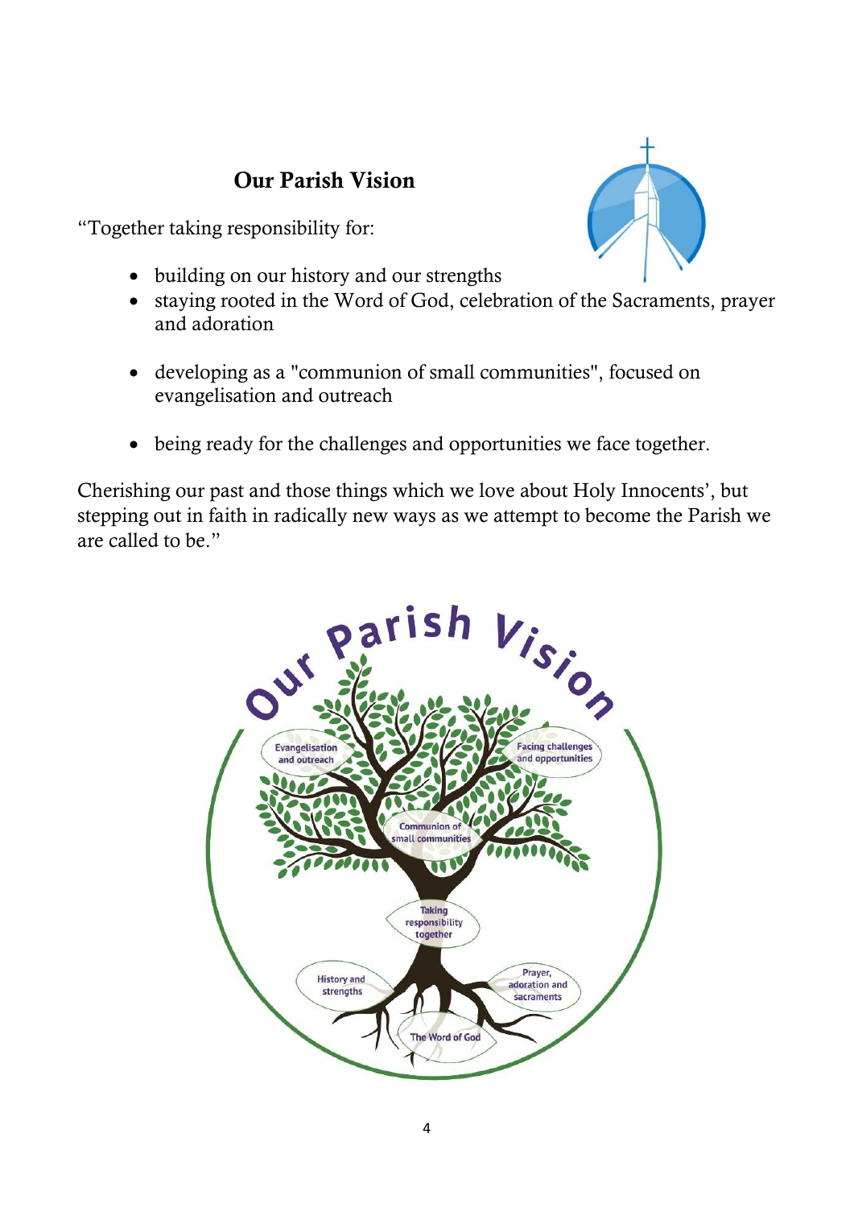## Our Parish Vision

"Together taking responsibility for:

- building on our history and our strengths
- staying rooted in the Word of God, celebration of the Sacraments, prayer and adoration
- developing as a "communion of small communities", focused on evangelisation and outreach
- being ready for the challenges and opportunities we face together.

Cherishing our past and those things which we love about Holy Innocents', but stepping out in faith in radically new ways as we attempt to become the Parish we are called to be."

Our Parish Vision

Evangelisation and outreach

Facing challenges and opportunities

Communion of small communities

Taking responsibility together

History and strengths

Prayer, adoration and sacraments

The Word of God